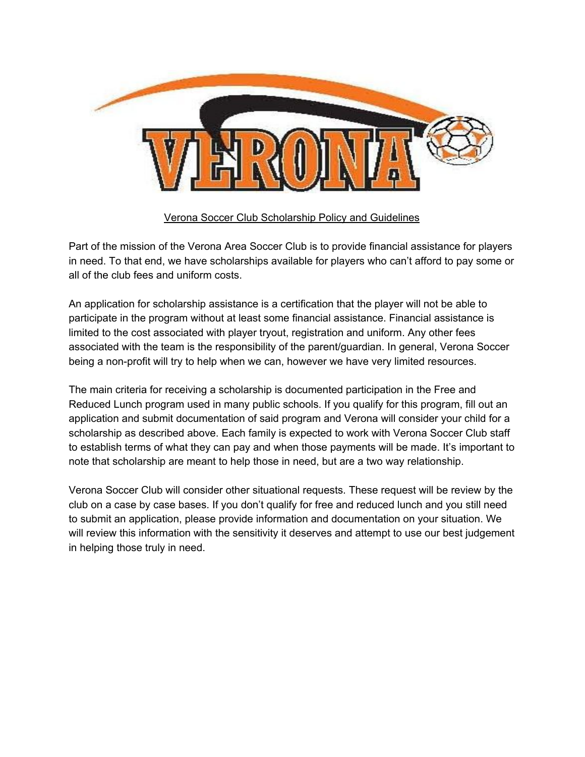# Verona Soccer Club Scholarship Policy and Guidelines

Part of the mission of the Verona Area Soccer Club is to provide financial assistance for players in need. To that end, we have scholarships available for players who can't afford to pay some or all of the club fees and uniform costs.

An application for scholarship assistance is a certification that the player will not be able to participate in the program without at least some financial assistance. Financial assistance is limited to the cost associated with player tryout, registration and uniform. Any other fees associated with the team is the responsibility of the parent/guardian. In general, Verona Soccer being a non-profit will try to help when we can, however we have very limited resources.

The main criteria for receiving a scholarship is documented participation in the Free and Reduced Lunch program used in many public schools. If you qualify for this program, fill out an application and submit documentation of said program and Verona will consider your child for a scholarship as described above. Each family is expected to work with Verona Soccer Club staff to establish terms of what they can pay and when those payments will be made. It's important to note that scholarship are meant to help those in need, but are a two way relationship.

Verona Soccer Club will consider other situational requests. These request will be review by the club on a case by case bases. If you don't qualify for free and reduced lunch and you still need to submit an application, please provide information and documentation on your situation. We will review this information with the sensitivity it deserves and attempt to use our best judgement in helping those truly in need.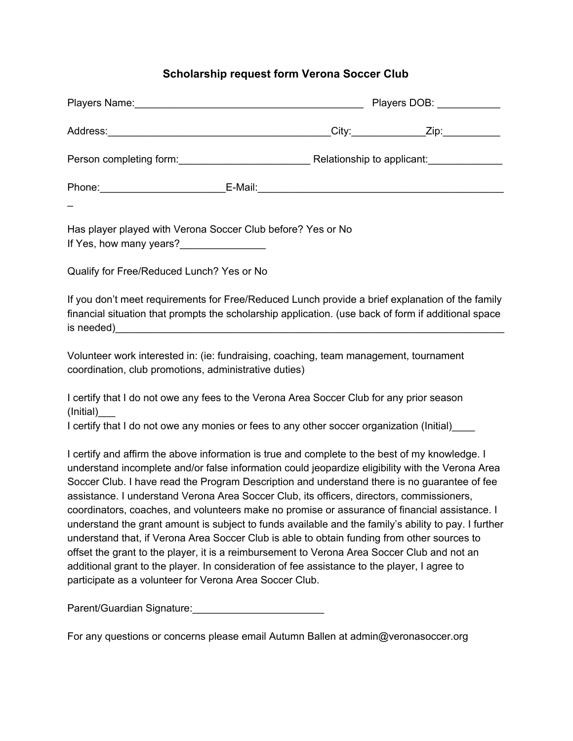# Scholarship request form Verona Soccer Club

Players Name:________________________________________ Players DOB: ___________

Address:_______________________________________City:____________Zip:__________

Person completing form:______________________ Relationship to applicant:_____________

Phone:_____________________E-Mail:___________________________________________
_

Has player played with Verona Soccer Club before? Yes or No
If Yes, how many years?_______________

Qualify for Free/Reduced Lunch? Yes or No

If you don't meet requirements for Free/Reduced Lunch provide a brief explanation of the family financial situation that prompts the scholarship application. (use back of form if additional space is needed)______________________________________________________________________

Volunteer work interested in: (ie: fundraising, coaching, team management, tournament coordination, club promotions, administrative duties)

I certify that I do not owe any fees to the Verona Area Soccer Club for any prior season (Initial)___
I certify that I do not owe any monies or fees to any other soccer organization (Initial)____

I certify and affirm the above information is true and complete to the best of my knowledge. I understand incomplete and/or false information could jeopardize eligibility with the Verona Area Soccer Club. I have read the Program Description and understand there is no guarantee of fee assistance. I understand Verona Area Soccer Club, its officers, directors, commissioners, coordinators, coaches, and volunteers make no promise or assurance of financial assistance. I understand the grant amount is subject to funds available and the family's ability to pay. I further understand that, if Verona Area Soccer Club is able to obtain funding from other sources to offset the grant to the player, it is a reimbursement to Verona Area Soccer Club and not an additional grant to the player. In consideration of fee assistance to the player, I agree to participate as a volunteer for Verona Area Soccer Club.

Parent/Guardian Signature:_______________________

For any questions or concerns please email Autumn Ballen at admin@veronasoccer.org